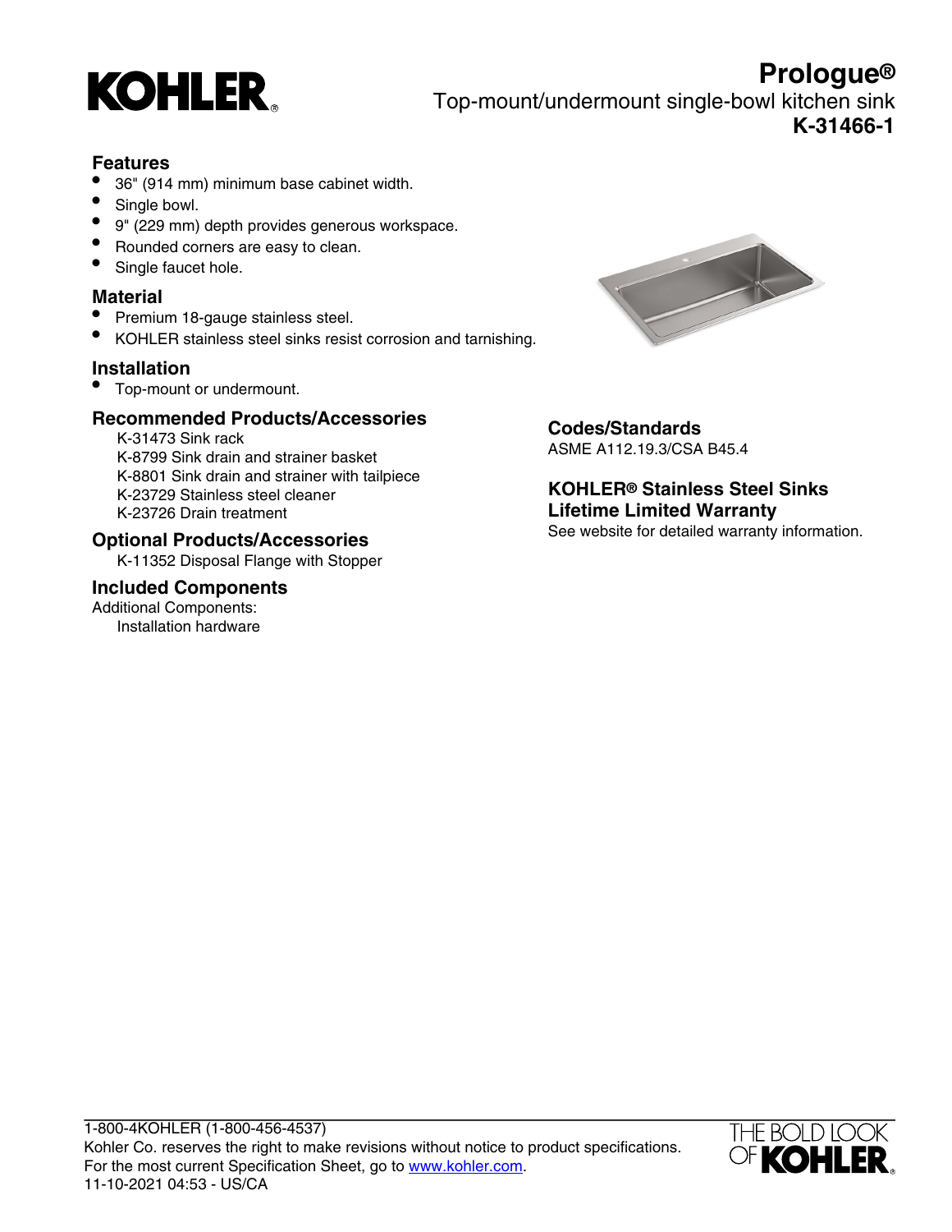KOHLER®

# Prologue®

Top-mount/undermount single-bowl kitchen sink

**K-31466-1**

## Features

- 36" (914 mm) minimum base cabinet width.
- Single bowl.
- 9" (229 mm) depth provides generous workspace.
- Rounded corners are easy to clean.
- Single faucet hole.

## Material

- Premium 18-gauge stainless steel.
- KOHLER stainless steel sinks resist corrosion and tarnishing.

## Installation

- Top-mount or undermount.

## Recommended Products/Accessories

K-31473 Sink rack
K-8799 Sink drain and strainer basket
K-8801 Sink drain and strainer with tailpiece
K-23729 Stainless steel cleaner
K-23726 Drain treatment

## Optional Products/Accessories

K-11352 Disposal Flange with Stopper

## Included Components

Additional Components:
Installation hardware

## Codes/Standards

ASME A112.19.3/CSA B45.4

## KOHLER® Stainless Steel Sinks Lifetime Limited Warranty

See website for detailed warranty information.

1-800-4KOHLER (1-800-456-4537)
Kohler Co. reserves the right to make revisions without notice to product specifications.
For the most current Specification Sheet, go to www.kohler.com.
11-10-2021 04:53 - US/CA

THE BOLD LOOK OF KOHLER®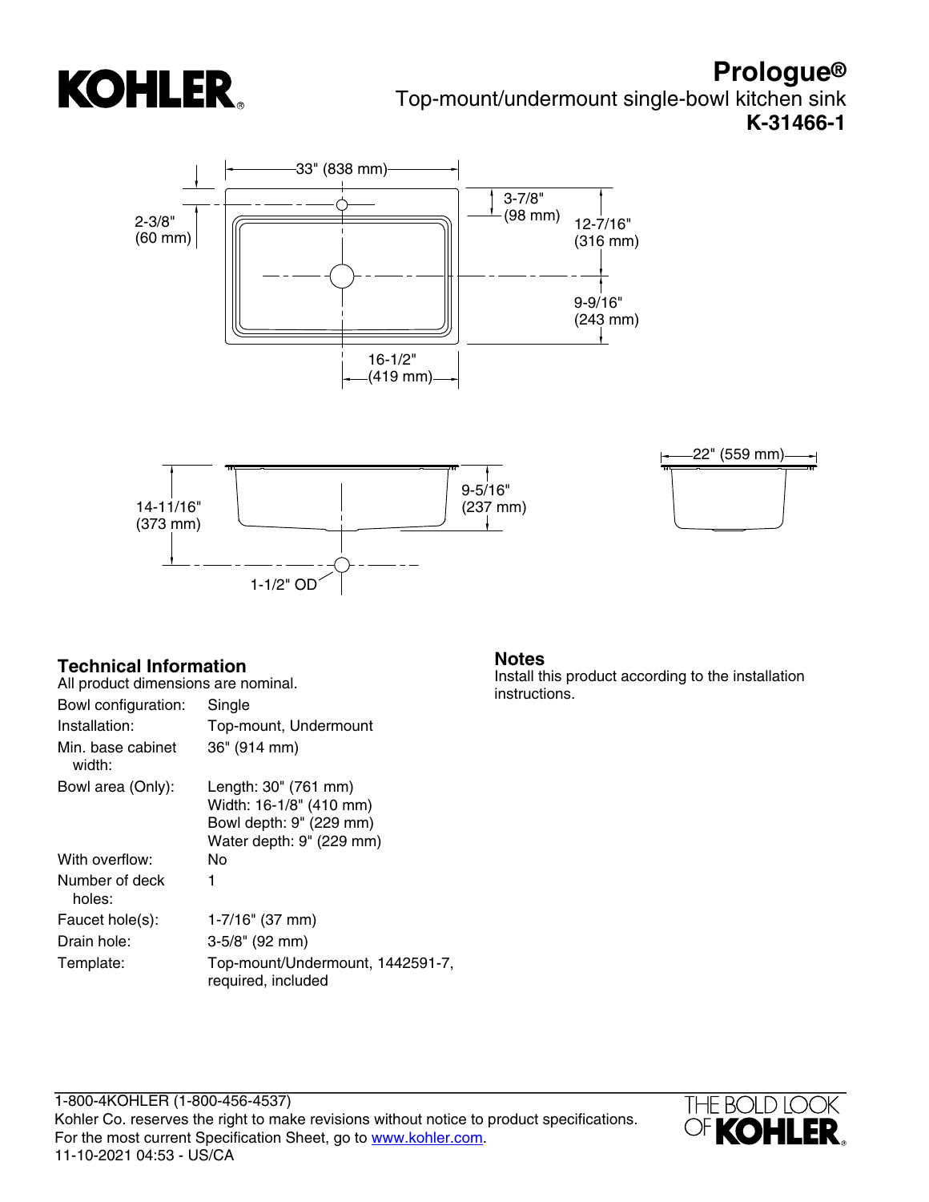# KOHLER

## Prologue®

Top-mount/undermount single-bowl kitchen sink

**K-31466-1**

33" (838 mm)

3-7/8"
(98 mm)

12-7/16"
(316 mm)

2-3/8"
(60 mm)

9-9/16"
(243 mm)

16-1/2"
(419 mm)

22" (559 mm)

14-11/16"
(373 mm)

9-5/16"
(237 mm)

1-1/2" OD

### Technical Information

All product dimensions are nominal.

| | |
|---|---|
| Bowl configuration: | Single |
| Installation: | Top-mount, Undermount |
| Min. base cabinet width: | 36" (914 mm) |
| Bowl area (Only): | Length: 30" (761 mm)<br>Width: 16-1/8" (410 mm)<br>Bowl depth: 9" (229 mm)<br>Water depth: 9" (229 mm) |
| With overflow: | No |
| Number of deck holes: | 1 |
| Faucet hole(s): | 1-7/16" (37 mm) |
| Drain hole: | 3-5/8" (92 mm) |
| Template: | Top-mount/Undermount, 1442591-7, required, included |

### Notes

Install this product according to the installation instructions.

1-800-4KOHLER (1-800-456-4537)
Kohler Co. reserves the right to make revisions without notice to product specifications.
For the most current Specification Sheet, go to www.kohler.com.
11-10-2021 04:53 - US/CA

THE BOLD LOOK OF KOHLER.